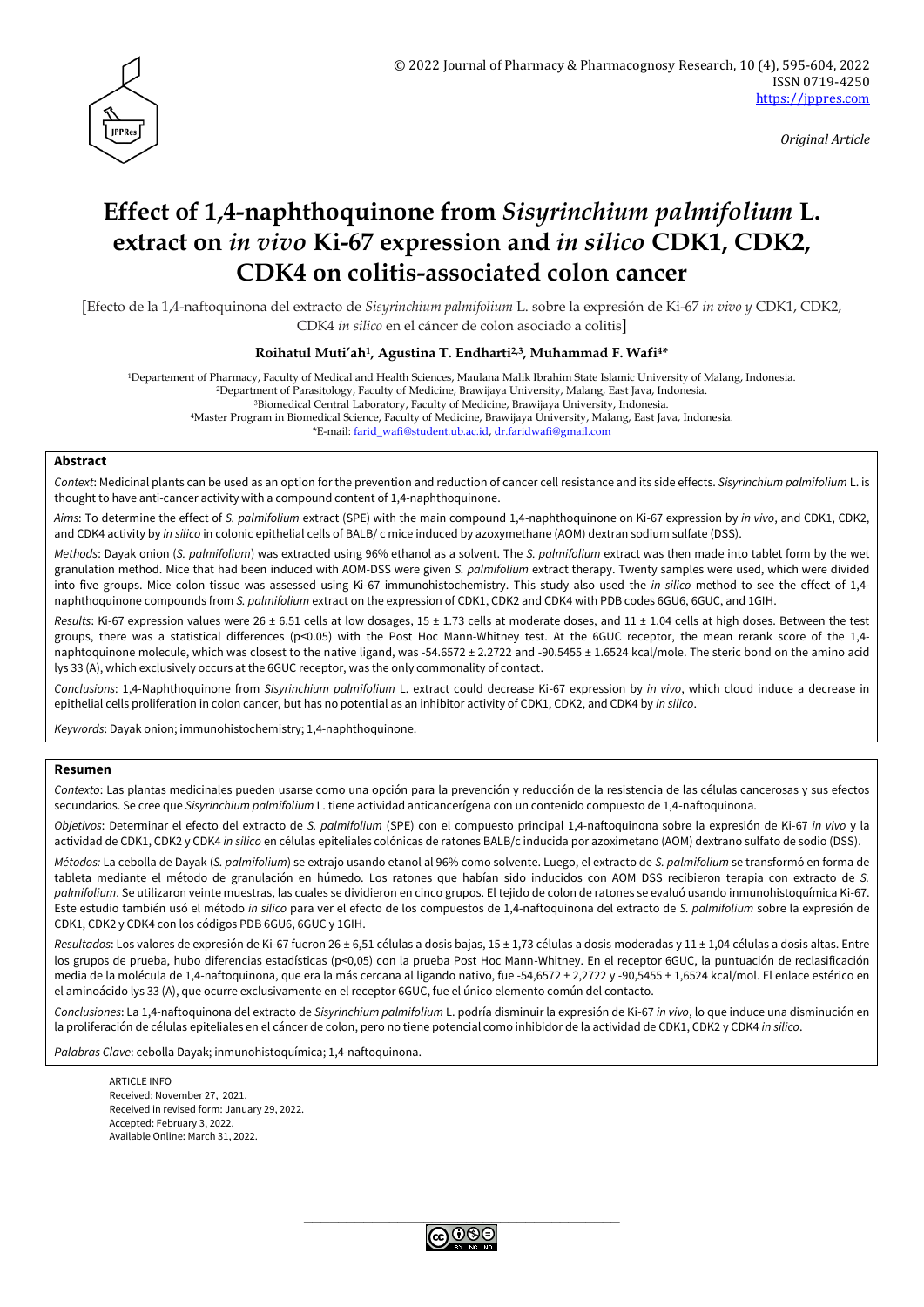Original Article

# Effect of 1,4-naphthoquinone from *Sisyrinchium palmifolium* L. extract on *in vivo* Ki-67 expression and *in silico* CDK1, CDK2, CDK4 on colitis-associated colon cancer

[Efecto de la 1,4-naftoquinona del extracto de *Sisyrinchium palmifolium* L. sobre la expresión de Ki-67 *in vivo y* CDK1, CDK2, CDK4 *in silico* en el cáncer de colon asociado a colitis]

**Roihatul Muti'ah[1], Agustina T. Endharti[2,3], Muhammad F. Wafi[4]***

[1]Departement of Pharmacy, Faculty of Medical and Health Sciences, Maulana Malik Ibrahim State Islamic University of Malang, Indonesia.
[2]Department of Parasitology, Faculty of Medicine, Brawijaya University, Malang, East Java, Indonesia.
[3]Biomedical Central Laboratory, Faculty of Medicine, Brawijaya University, Indonesia.
[4]Master Program in Biomedical Science, Faculty of Medicine, Brawijaya University, Malang, East Java, Indonesia.
*E-mail: farid_wafi@student.ub.ac.id, dr.faridwafi@gmail.com

## Abstract

*Context*: Medicinal plants can be used as an option for the prevention and reduction of cancer cell resistance and its side effects. *Sisyrinchium palmifolium* L. is thought to have anti-cancer activity with a compound content of 1,4-naphthoquinone.

*Aims*: To determine the effect of *S. palmifolium* extract (SPE) with the main compound 1,4-naphthoquinone on Ki-67 expression by *in vivo*, and CDK1, CDK2, and CDK4 activity by *in silico* in colonic epithelial cells of BALB/ c mice induced by azoxymethane (AOM) dextran sodium sulfate (DSS).

*Methods*: Dayak onion (*S. palmifolium*) was extracted using 96% ethanol as a solvent. The *S. palmifolium* extract was then made into tablet form by the wet granulation method. Mice that had been induced with AOM-DSS were given *S. palmifolium* extract therapy. Twenty samples were used, which were divided into five groups. Mice colon tissue was assessed using Ki-67 immunohistochemistry. This study also used the *in silico* method to see the effect of 1,4-naphthoquinone compounds from *S. palmifolium* extract on the expression of CDK1, CDK2 and CDK4 with PDB codes 6GU6, 6GUC, and 1GIH.

*Results*: Ki-67 expression values were 26 ± 6.51 cells at low dosages, 15 ± 1.73 cells at moderate doses, and 11 ± 1.04 cells at high doses. Between the test groups, there was a statistical differences ($p<0.05$) with the Post Hoc Mann-Whitney test. At the 6GUC receptor, the mean rerank score of the 1,4-naphtoquinone molecule, which was closest to the native ligand, was -54.6572 ± 2.2722 and -90.5455 ± 1.6524 kcal/mole. The steric bond on the amino acid lys 33 (A), which exclusively occurs at the 6GUC receptor, was the only commonality of contact.

*Conclusions*: 1,4-Naphthoquinone from *Sisyrinchium palmifolium* L. extract could decrease Ki-67 expression by *in vivo*, which cloud induce a decrease in epithelial cells proliferation in colon cancer, but has no potential as an inhibitor activity of CDK1, CDK2, and CDK4 by *in silico*.

*Keywords*: Dayak onion; immunohistochemistry; 1,4-naphthoquinone.

## Resumen

*Contexto*: Las plantas medicinales pueden usarse como una opción para la prevención y reducción de la resistencia de las células cancerosas y sus efectos secundarios. Se cree que *Sisyrinchium palmifolium* L. tiene actividad anticancerígena con un contenido compuesto de 1,4-naftoquinona.

*Objetivos*: Determinar el efecto del extracto de *S. palmifolium* (SPE) con el compuesto principal 1,4-naftoquinona sobre la expresión de Ki-67 *in vivo* y la actividad de CDK1, CDK2 y CDK4 *in silico* en células epiteliales colónicas de ratones BALB/c inducida por azoximetano (AOM) dextrano sulfato de sodio (DSS).

*Métodos:* La cebolla de Dayak (*S. palmifolium*) se extrajo usando etanol al 96% como solvente. Luego, el extracto de *S. palmifolium* se transformó en forma de tableta mediante el método de granulación en húmedo. Los ratones que habían sido inducidos con AOM DSS recibieron terapia con extracto de *S. palmifolium*. Se utilizaron veinte muestras, las cuales se dividieron en cinco grupos. El tejido de colon de ratones se evaluó usando inmunohistoquímica Ki-67. Este estudio también usó el método *in silico* para ver el efecto de los compuestos de 1,4-naftoquinona del extracto de *S. palmifolium* sobre la expresión de CDK1, CDK2 y CDK4 con los códigos PDB 6GU6, 6GUC y 1GIH.

*Resultados*: Los valores de expresión de Ki-67 fueron 26 ± 6,51 células a dosis bajas, 15 ± 1,73 células a dosis moderadas y 11 ± 1,04 células a dosis altas. Entre los grupos de prueba, hubo diferencias estadísticas ($p<0,05$) con la prueba Post Hoc Mann-Whitney. En el receptor 6GUC, la puntuación de reclasificación media de la molécula de 1,4-naftoquinona, que era la más cercana al ligando nativo, fue -54,6572 ± 2,2722 y -90,5455 ± 1,6524 kcal/mol. El enlace estérico en el aminoácido lys 33 (A), que ocurre exclusivamente en el receptor 6GUC, fue el único elemento común del contacto.

*Conclusiones*: La 1,4-naftoquinona del extracto de *Sisyrinchium palmifolium* L. podría disminuir la expresión de Ki-67 *in vivo*, lo que induce una disminución en la proliferación de células epiteliales en el cáncer de colon, pero no tiene potencial como inhibidor de la actividad de CDK1, CDK2 y CDK4 *in silico*.

*Palabras Clave*: cebolla Dayak; inmunohistoquímica; 1,4-naftoquinona.

ARTICLE INFO
Received: November 27, 2021.
Received in revised form: January 29, 2022.
Accepted: February 3, 2022.
Available Online: March 31, 2022.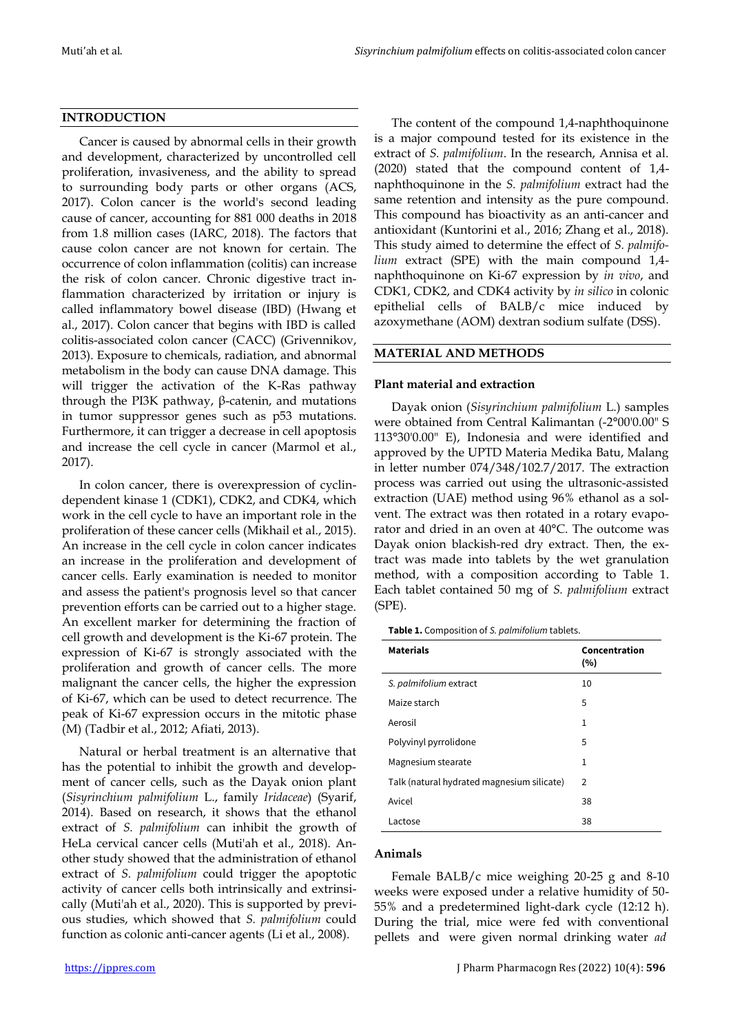## INTRODUCTION

Cancer is caused by abnormal cells in their growth and development, characterized by uncontrolled cell proliferation, invasiveness, and the ability to spread to surrounding body parts or other organs (ACS, 2017). Colon cancer is the world's second leading cause of cancer, accounting for 881 000 deaths in 2018 from 1.8 million cases (IARC, 2018). The factors that cause colon cancer are not known for certain. The occurrence of colon inflammation (colitis) can increase the risk of colon cancer. Chronic digestive tract inflammation characterized by irritation or injury is called inflammatory bowel disease (IBD) (Hwang et al., 2017). Colon cancer that begins with IBD is called colitis-associated colon cancer (CACC) (Grivennikov, 2013). Exposure to chemicals, radiation, and abnormal metabolism in the body can cause DNA damage. This will trigger the activation of the K-Ras pathway through the PI3K pathway, β-catenin, and mutations in tumor suppressor genes such as p53 mutations. Furthermore, it can trigger a decrease in cell apoptosis and increase the cell cycle in cancer (Marmol et al., 2017).

In colon cancer, there is overexpression of cyclin-dependent kinase 1 (CDK1), CDK2, and CDK4, which work in the cell cycle to have an important role in the proliferation of these cancer cells (Mikhail et al., 2015). An increase in the cell cycle in colon cancer indicates an increase in the proliferation and development of cancer cells. Early examination is needed to monitor and assess the patient's prognosis level so that cancer prevention efforts can be carried out to a higher stage. An excellent marker for determining the fraction of cell growth and development is the Ki-67 protein. The expression of Ki-67 is strongly associated with the proliferation and growth of cancer cells. The more malignant the cancer cells, the higher the expression of Ki-67, which can be used to detect recurrence. The peak of Ki-67 expression occurs in the mitotic phase (M) (Tadbir et al., 2012; Afiati, 2013).

Natural or herbal treatment is an alternative that has the potential to inhibit the growth and development of cancer cells, such as the Dayak onion plant (*Sisyrinchium palmifolium* L., family *Iridaceae*) (Syarif, 2014). Based on research, it shows that the ethanol extract of *S. palmifolium* can inhibit the growth of HeLa cervical cancer cells (Muti'ah et al., 2018). Another study showed that the administration of ethanol extract of *S. palmifolium* could trigger the apoptotic activity of cancer cells both intrinsically and extrinsically (Muti'ah et al., 2020). This is supported by previous studies, which showed that *S. palmifolium* could function as colonic anti-cancer agents (Li et al., 2008).

The content of the compound 1,4-naphthoquinone is a major compound tested for its existence in the extract of *S. palmifolium*. In the research, Annisa et al. (2020) stated that the compound content of 1,4-naphthoquinone in the *S. palmifolium* extract had the same retention and intensity as the pure compound. This compound has bioactivity as an anti-cancer and antioxidant (Kuntorini et al., 2016; Zhang et al., 2018). This study aimed to determine the effect of *S. palmifolium* extract (SPE) with the main compound 1,4-naphthoquinone on Ki-67 expression by *in vivo*, and CDK1, CDK2, and CDK4 activity by *in silico* in colonic epithelial cells of BALB/c mice induced by azoxymethane (AOM) dextran sodium sulfate (DSS).

## MATERIAL AND METHODS

### Plant material and extraction

Dayak onion (*Sisyrinchium palmifolium* L.) samples were obtained from Central Kalimantan (-2°00'0.00" S 113°30'0.00" E), Indonesia and were identified and approved by the UPTD Materia Medika Batu, Malang in letter number 074/348/102.7/2017. The extraction process was carried out using the ultrasonic-assisted extraction (UAE) method using 96% ethanol as a solvent. The extract was then rotated in a rotary evaporator and dried in an oven at 40°C. The outcome was Dayak onion blackish-red dry extract. Then, the extract was made into tablets by the wet granulation method, with a composition according to Table 1. Each tablet contained 50 mg of *S. palmifolium* extract (SPE).

**Table 1.** Composition of *S. palmifolium* tablets.

| Materials | Concentration (%) |
|---|---|
| *S. palmifolium* extract | 10 |
| Maize starch | 5 |
| Aerosil | 1 |
| Polyvinyl pyrrolidone | 5 |
| Magnesium stearate | 1 |
| Talk (natural hydrated magnesium silicate) | 2 |
| Avicel | 38 |
| Lactose | 38 |

### Animals

Female BALB/c mice weighing 20-25 g and 8-10 weeks were exposed under a relative humidity of 50-55% and a predetermined light-dark cycle (12:12 h). During the trial, mice were fed with conventional pellets and were given normal drinking water *ad*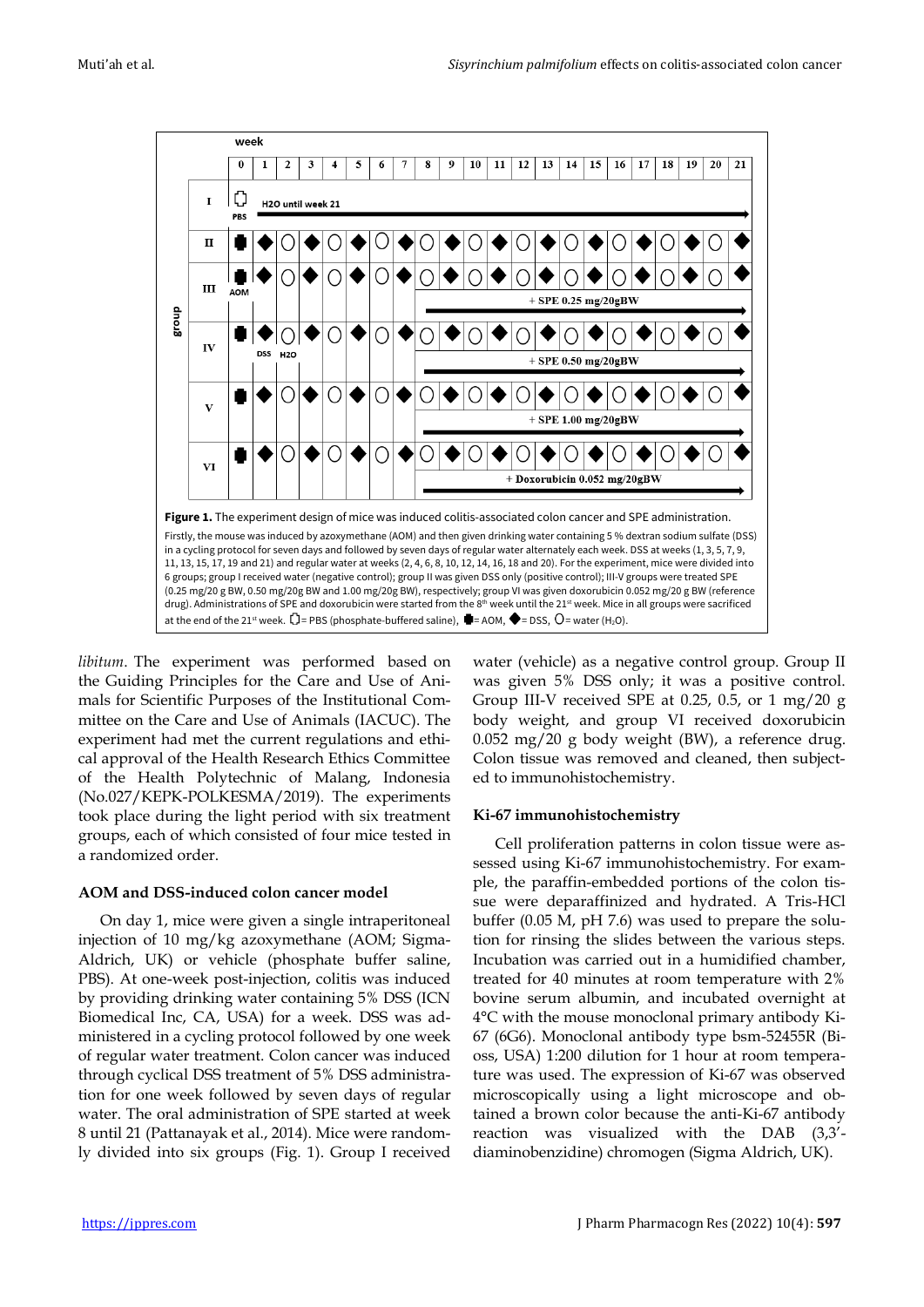**Figure 1.** The experiment design of mice was induced colitis-associated colon cancer and SPE administration.

Firstly, the mouse was induced by azoxymethane (AOM) and then given drinking water containing 5 % dextran sodium sulfate (DSS) in a cycling protocol for seven days and followed by seven days of regular water alternately each week. DSS at weeks (1, 3, 5, 7, 9, 11, 13, 15, 17, 19 and 21) and regular water at weeks (2, 4, 6, 8, 10, 12, 14, 16, 18 and 20). For the experiment, mice were divided into 6 groups; group I received water (negative control); group II was given DSS only (positive control); III-V groups were treated SPE (0.25 mg/20 g BW, 0.50 mg/20g BW and 1.00 mg/20g BW), respectively; group VI was given doxorubicin 0.052 mg/20 g BW (reference drug). Administrations of SPE and doxorubicin were started from the 8th week until the 21st week. Mice in all groups were sacrificed at the end of the 21st week. ▢ = PBS (phosphate-buffered saline), ■ = AOM, ◆ = DSS, ○ = water ($H_2O$).

*libitum*. The experiment was performed based on the Guiding Principles for the Care and Use of Animals for Scientific Purposes of the Institutional Committee on the Care and Use of Animals (IACUC). The experiment had met the current regulations and ethical approval of the Health Research Ethics Committee of the Health Polytechnic of Malang, Indonesia (No.027/KEPK-POLKESMA/2019). The experiments took place during the light period with six treatment groups, each of which consisted of four mice tested in a randomized order.

### AOM and DSS-induced colon cancer model

On day 1, mice were given a single intraperitoneal injection of 10 mg/kg azoxymethane (AOM; Sigma-Aldrich, UK) or vehicle (phosphate buffer saline, PBS). At one-week post-injection, colitis was induced by providing drinking water containing 5% DSS (ICN Biomedical Inc, CA, USA) for a week. DSS was administered in a cycling protocol followed by one week of regular water treatment. Colon cancer was induced through cyclical DSS treatment of 5% DSS administration for one week followed by seven days of regular water. The oral administration of SPE started at week 8 until 21 (Pattanayak et al., 2014). Mice were randomly divided into six groups (Fig. 1). Group I received water (vehicle) as a negative control group. Group II was given 5% DSS only; it was a positive control. Group III-V received SPE at 0.25, 0.5, or 1 mg/20 g body weight, and group VI received doxorubicin 0.052 mg/20 g body weight (BW), a reference drug. Colon tissue was removed and cleaned, then subjected to immunohistochemistry.

### Ki-67 immunohistochemistry

Cell proliferation patterns in colon tissue were assessed using Ki-67 immunohistochemistry. For example, the paraffin-embedded portions of the colon tissue were deparaffinized and hydrated. A Tris-HCl buffer (0.05 M, pH 7.6) was used to prepare the solution for rinsing the slides between the various steps. Incubation was carried out in a humidified chamber, treated for 40 minutes at room temperature with 2% bovine serum albumin, and incubated overnight at 4°C with the mouse monoclonal primary antibody Ki-67 (6G6). Monoclonal antibody type bsm-52455R (Bioss, USA) 1:200 dilution for 1 hour at room temperature was used. The expression of Ki-67 was observed microscopically using a light microscope and obtained a brown color because the anti-Ki-67 antibody reaction was visualized with the DAB (3,3′-diaminobenzidine) chromogen (Sigma Aldrich, UK).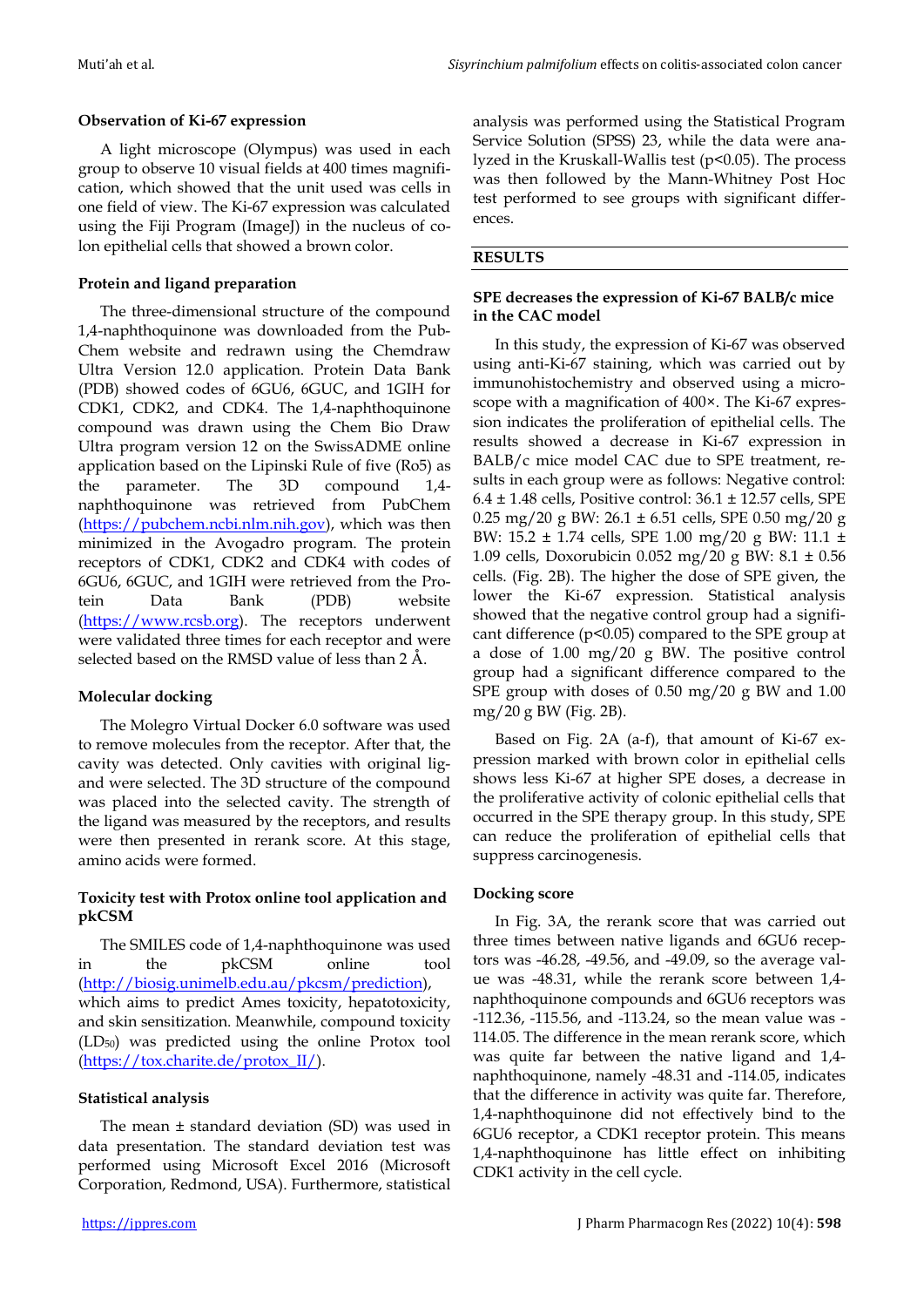### Observation of Ki-67 expression

A light microscope (Olympus) was used in each group to observe 10 visual fields at 400 times magnification, which showed that the unit used was cells in one field of view. The Ki-67 expression was calculated using the Fiji Program (ImageJ) in the nucleus of colon epithelial cells that showed a brown color.

### Protein and ligand preparation

The three-dimensional structure of the compound 1,4-naphthoquinone was downloaded from the PubChem website and redrawn using the Chemdraw Ultra Version 12.0 application. Protein Data Bank (PDB) showed codes of 6GU6, 6GUC, and 1GIH for CDK1, CDK2, and CDK4. The 1,4-naphthoquinone compound was drawn using the Chem Bio Draw Ultra program version 12 on the SwissADME online application based on the Lipinski Rule of five (Ro5) as the parameter. The 3D compound 1,4-naphthoquinone was retrieved from PubChem (https://pubchem.ncbi.nlm.nih.gov), which was then minimized in the Avogadro program. The protein receptors of CDK1, CDK2 and CDK4 with codes of 6GU6, 6GUC, and 1GIH were retrieved from the Protein Data Bank (PDB) website (https://www.rcsb.org). The receptors underwent were validated three times for each receptor and were selected based on the RMSD value of less than 2 Å.

### Molecular docking

The Molegro Virtual Docker 6.0 software was used to remove molecules from the receptor. After that, the cavity was detected. Only cavities with original ligand were selected. The 3D structure of the compound was placed into the selected cavity. The strength of the ligand was measured by the receptors, and results were then presented in rerank score. At this stage, amino acids were formed.

### Toxicity test with Protox online tool application and pkCSM

The SMILES code of 1,4-naphthoquinone was used in the pkCSM online tool (http://biosig.unimelb.edu.au/pkcsm/prediction), which aims to predict Ames toxicity, hepatotoxicity, and skin sensitization. Meanwhile, compound toxicity ($LD_{50}$) was predicted using the online Protox tool (https://tox.charite.de/protox_II/).

### Statistical analysis

The mean ± standard deviation (SD) was used in data presentation. The standard deviation test was performed using Microsoft Excel 2016 (Microsoft Corporation, Redmond, USA). Furthermore, statistical analysis was performed using the Statistical Program Service Solution (SPSS) 23, while the data were analyzed in the Kruskall-Wallis test ($p<0.05$). The process was then followed by the Mann-Whitney Post Hoc test performed to see groups with significant differences.

## RESULTS

### SPE decreases the expression of Ki-67 BALB/c mice in the CAC model

In this study, the expression of Ki-67 was observed using anti-Ki-67 staining, which was carried out by immunohistochemistry and observed using a microscope with a magnification of 400×. The Ki-67 expression indicates the proliferation of epithelial cells. The results showed a decrease in Ki-67 expression in BALB/c mice model CAC due to SPE treatment, results in each group were as follows: Negative control: 6.4 ± 1.48 cells, Positive control: 36.1 ± 12.57 cells, SPE 0.25 mg/20 g BW: 26.1 ± 6.51 cells, SPE 0.50 mg/20 g BW: 15.2 ± 1.74 cells, SPE 1.00 mg/20 g BW: 11.1 ± 1.09 cells, Doxorubicin 0.052 mg/20 g BW: 8.1 ± 0.56 cells. (Fig. 2B). The higher the dose of SPE given, the lower the Ki-67 expression. Statistical analysis showed that the negative control group had a significant difference ($p<0.05$) compared to the SPE group at a dose of 1.00 mg/20 g BW. The positive control group had a significant difference compared to the SPE group with doses of 0.50 mg/20 g BW and 1.00 mg/20 g BW (Fig. 2B).

Based on Fig. 2A (a-f), that amount of Ki-67 expression marked with brown color in epithelial cells shows less Ki-67 at higher SPE doses, a decrease in the proliferative activity of colonic epithelial cells that occurred in the SPE therapy group. In this study, SPE can reduce the proliferation of epithelial cells that suppress carcinogenesis.

### Docking score

In Fig. 3A, the rerank score that was carried out three times between native ligands and 6GU6 receptors was -46.28, -49.56, and -49.09, so the average value was -48.31, while the rerank score between 1,4-naphthoquinone compounds and 6GU6 receptors was -112.36, -115.56, and -113.24, so the mean value was -114.05. The difference in the mean rerank score, which was quite far between the native ligand and 1,4-naphthoquinone, namely -48.31 and -114.05, indicates that the difference in activity was quite far. Therefore, 1,4-naphthoquinone did not effectively bind to the 6GU6 receptor, a CDK1 receptor protein. This means 1,4-naphthoquinone has little effect on inhibiting CDK1 activity in the cell cycle.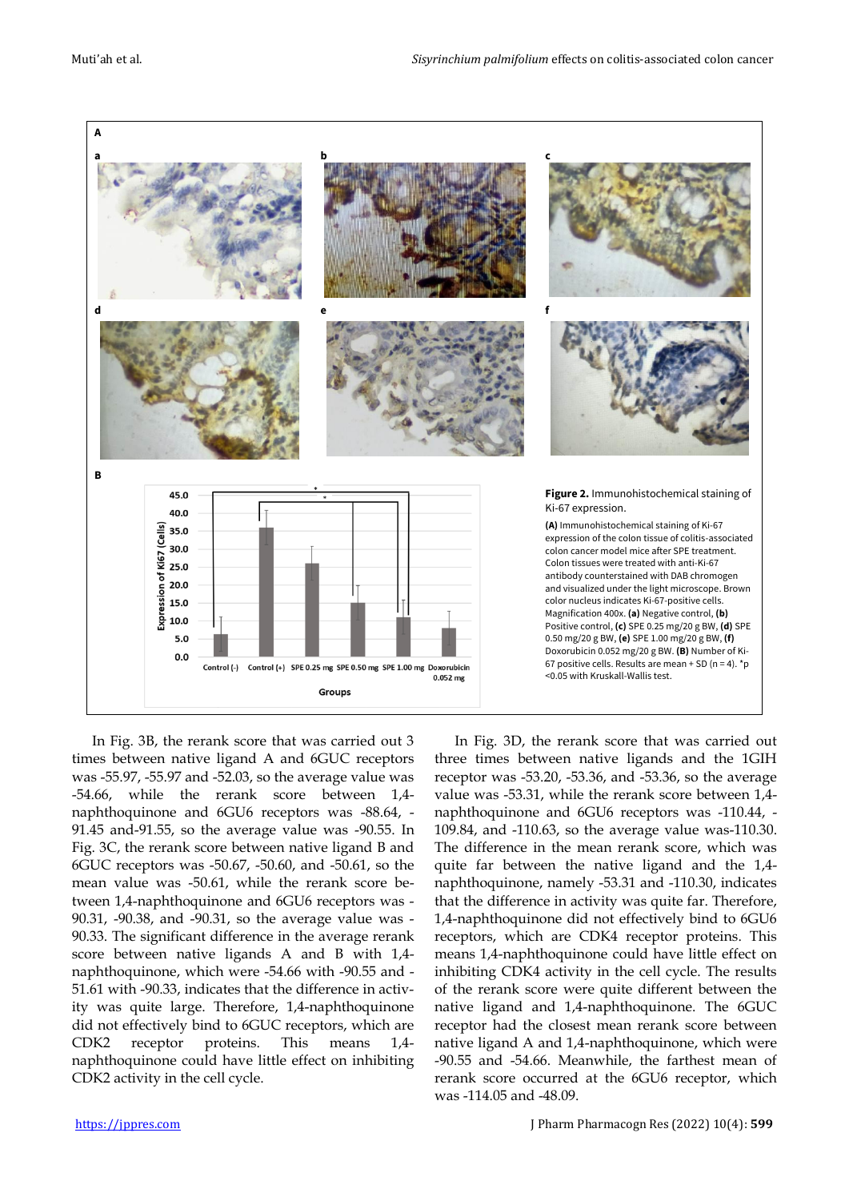**Figure 2.** Immunohistochemical staining of Ki-67 expression.

**(A)** Immunohistochemical staining of Ki-67 expression of the colon tissue of colitis-associated colon cancer model mice after SPE treatment. Colon tissues were treated with anti-Ki-67 antibody counterstained with DAB chromogen and visualized under the light microscope. Brown color nucleus indicates Ki-67-positive cells. Magnification 400x. **(a)** Negative control, **(b)** Positive control, **(c)** SPE 0.25 mg/20 g BW, **(d)** SPE 0.50 mg/20 g BW, **(e)** SPE 1.00 mg/20 g BW, **(f)** Doxorubicin 0.052 mg/20 g BW. **(B)** Number of Ki-67 positive cells. Results are mean + SD (n = 4). *p <0.05 with Kruskall-Wallis test.

In Fig. 3B, the rerank score that was carried out 3 times between native ligand A and 6GUC receptors was -55.97, -55.97 and -52.03, so the average value was -54.66, while the rerank score between 1,4-naphthoquinone and 6GU6 receptors was -88.64, -91.45 and-91.55, so the average value was -90.55. In Fig. 3C, the rerank score between native ligand B and 6GUC receptors was -50.67, -50.60, and -50.61, so the mean value was -50.61, while the rerank score between 1,4-naphthoquinone and 6GU6 receptors was -90.31, -90.38, and -90.31, so the average value was -90.33. The significant difference in the average rerank score between native ligands A and B with 1,4-naphthoquinone, which were -54.66 with -90.55 and -51.61 with -90.33, indicates that the difference in activity was quite large. Therefore, 1,4-naphthoquinone did not effectively bind to 6GUC receptors, which are CDK2 receptor proteins. This means 1,4-naphthoquinone could have little effect on inhibiting CDK2 activity in the cell cycle.

In Fig. 3D, the rerank score that was carried out three times between native ligands and the 1GIH receptor was -53.20, -53.36, and -53.36, so the average value was -53.31, while the rerank score between 1,4-naphthoquinone and 6GU6 receptors was -110.44, -109.84, and -110.63, so the average value was-110.30. The difference in the mean rerank score, which was quite far between the native ligand and the 1,4-naphthoquinone, namely -53.31 and -110.30, indicates that the difference in activity was quite far. Therefore, 1,4-naphthoquinone did not effectively bind to 6GU6 receptors, which are CDK4 receptor proteins. This means 1,4-naphthoquinone could have little effect on inhibiting CDK4 activity in the cell cycle. The results of the rerank score were quite different between the native ligand and 1,4-naphthoquinone. The 6GUC receptor had the closest mean rerank score between native ligand A and 1,4-naphthoquinone, which were -90.55 and -54.66. Meanwhile, the farthest mean of rerank score occurred at the 6GU6 receptor, which was -114.05 and -48.09.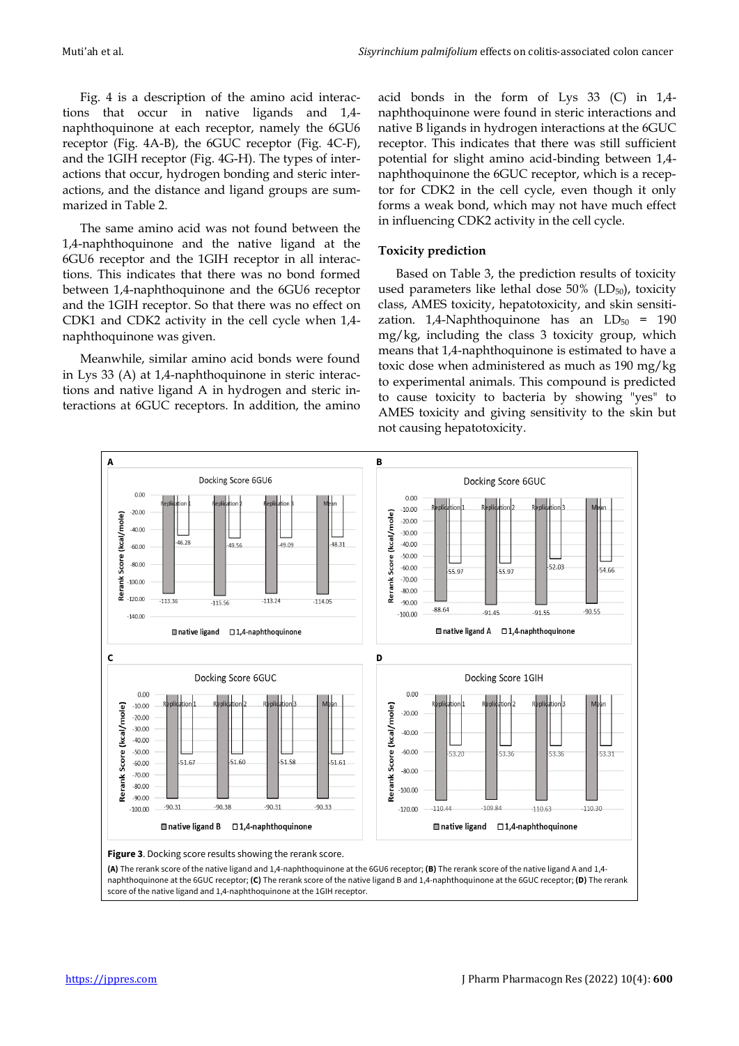Fig. 4 is a description of the amino acid interactions that occur in native ligands and 1,4-naphthoquinone at each receptor, namely the 6GU6 receptor (Fig. 4A-B), the 6GUC receptor (Fig. 4C-F), and the 1GIH receptor (Fig. 4G-H). The types of interactions that occur, hydrogen bonding and steric interactions, and the distance and ligand groups are summarized in Table 2.

The same amino acid was not found between the 1,4-naphthoquinone and the native ligand at the 6GU6 receptor and the 1GIH receptor in all interactions. This indicates that there was no bond formed between 1,4-naphthoquinone and the 6GU6 receptor and the 1GIH receptor. So that there was no effect on CDK1 and CDK2 activity in the cell cycle when 1,4-naphthoquinone was given.

Meanwhile, similar amino acid bonds were found in Lys 33 (A) at 1,4-naphthoquinone in steric interactions and native ligand A in hydrogen and steric interactions at 6GUC receptors. In addition, the amino acid bonds in the form of Lys 33 (C) in 1,4-naphthoquinone were found in steric interactions and native B ligands in hydrogen interactions at the 6GUC receptor. This indicates that there was still sufficient potential for slight amino acid-binding between 1,4-naphthoquinone the 6GUC receptor, which is a receptor for CDK2 in the cell cycle, even though it only forms a weak bond, which may not have much effect in influencing CDK2 activity in the cell cycle.

### Toxicity prediction

Based on Table 3, the prediction results of toxicity used parameters like lethal dose 50% ($LD_{50}$), toxicity class, AMES toxicity, hepatotoxicity, and skin sensitization. 1,4-Naphthoquinone has an $LD_{50}$ = 190 mg/kg, including the class 3 toxicity group, which means that 1,4-naphthoquinone is estimated to have a toxic dose when administered as much as 190 mg/kg to experimental animals. This compound is predicted to cause toxicity to bacteria by showing "yes" to AMES toxicity and giving sensitivity to the skin but not causing hepatotoxicity.

**Figure 3**. Docking score results showing the rerank score.

**(A)** The rerank score of the native ligand and 1,4-naphthoquinone at the 6GU6 receptor; **(B)** The rerank score of the native ligand A and 1,4-naphthoquinone at the 6GUC receptor; **(C)** The rerank score of the native ligand B and 1,4-naphthoquinone at the 6GUC receptor; **(D)** The rerank score of the native ligand and 1,4-naphthoquinone at the 1GIH receptor.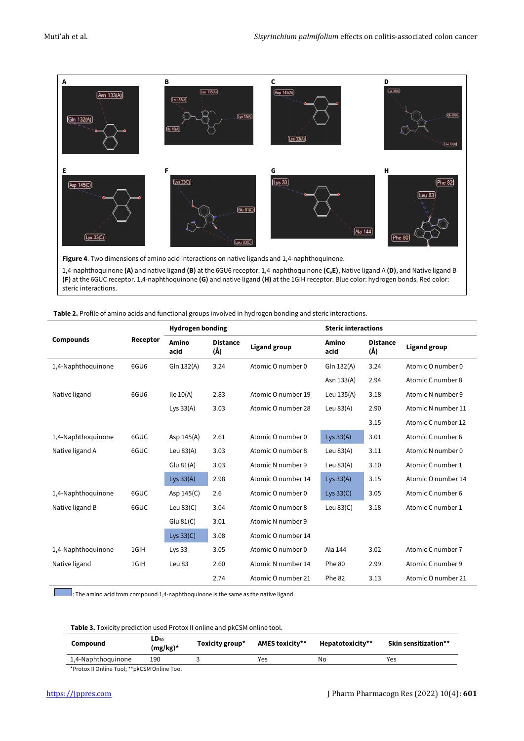**Figure 4**. Two dimensions of amino acid interactions on native ligands and 1,4-naphthoquinone.

1,4-naphthoquinone **(A)** and native ligand **(B)** at the 6GU6 receptor. 1,4-naphthoquinone **(C,E)**, Native ligand A **(D)**, and Native ligand B **(F)** at the 6GUC receptor. 1,4-naphthoquinone **(G)** and native ligand **(H)** at the 1GIH receptor. Blue color: hydrogen bonds. Red color: steric interactions.

**Table 2.** Profile of amino acids and functional groups involved in hydrogen bonding and steric interactions.

| Compounds | Receptor | Hydrogen bonding | | | Steric interactions | | |
|---|---|---|---|---|---|---|---|
| | | Amino acid | Distance (Å) | Ligand group | Amino acid | Distance (Å) | Ligand group |
| 1,4-Naphthoquinone | 6GU6 | Gln 132(A) | 3.24 | Atomic O number 0 | Gln 132(A) | 3.24 | Atomic O number 0 |
| | | | | | Asn 133(A) | 2.94 | Atomic C number 8 |
| Native ligand | 6GU6 | Ile 10(A) | 2.83 | Atomic O number 19 | Leu 135(A) | 3.18 | Atomic N number 9 |
| | | Lys 33(A) | 3.03 | Atomic O number 28 | Leu 83(A) | 2.90 | Atomic N number 11 |
| | | | | | | 3.15 | Atomic C number 12 |
| 1,4-Naphthoquinone | 6GUC | Asp 145(A) | 2.61 | Atomic O number 0 | Lys 33(A) | 3.01 | Atomic C number 6 |
| Native ligand A | 6GUC | Leu 83(A) | 3.03 | Atomic O number 8 | Leu 83(A) | 3.11 | Atomic N number 0 |
| | | Glu 81(A) | 3.03 | Atomic N number 9 | Leu 83(A) | 3.10 | Atomic C number 1 |
| | | Lys 33(A) | 2.98 | Atomic O number 14 | Lys 33(A) | 3.15 | Atomic O number 14 |
| 1,4-Naphthoquinone | 6GUC | Asp 145(C) | 2.6 | Atomic O number 0 | Lys 33(C) | 3.05 | Atomic C number 6 |
| Native ligand B | 6GUC | Leu 83(C) | 3.04 | Atomic O number 8 | Leu 83(C) | 3.18 | Atomic C number 1 |
| | | Glu 81(C) | 3.01 | Atomic N number 9 | | | |
| | | Lys 33(C) | 3.08 | Atomic O number 14 | | | |
| 1,4-Naphthoquinone | 1GIH | Lys 33 | 3.05 | Atomic O number 0 | Ala 144 | 3.02 | Atomic C number 7 |
| Native ligand | 1GIH | Leu 83 | 2.60 | Atomic N number 14 | Phe 80 | 2.99 | Atomic C number 9 |
| | | | 2.74 | Atomic O number 21 | Phe 82 | 3.13 | Atomic O number 21 |

(Blue shading): The amino acid from compound 1,4-naphthoquinone is the same as the native ligand.

**Table 3.** Toxicity prediction used Protox II online and pkCSM online tool.

| Compound | $LD_{50}$ (mg/kg)* | Toxicity group* | AMES toxicity** | Hepatotoxicity** | Skin sensitization** |
|---|---|---|---|---|---|
| 1,4-Naphthoquinone | 190 | 3 | Yes | No | Yes |

*Protox II Online Tool; **pkCSM Online Tool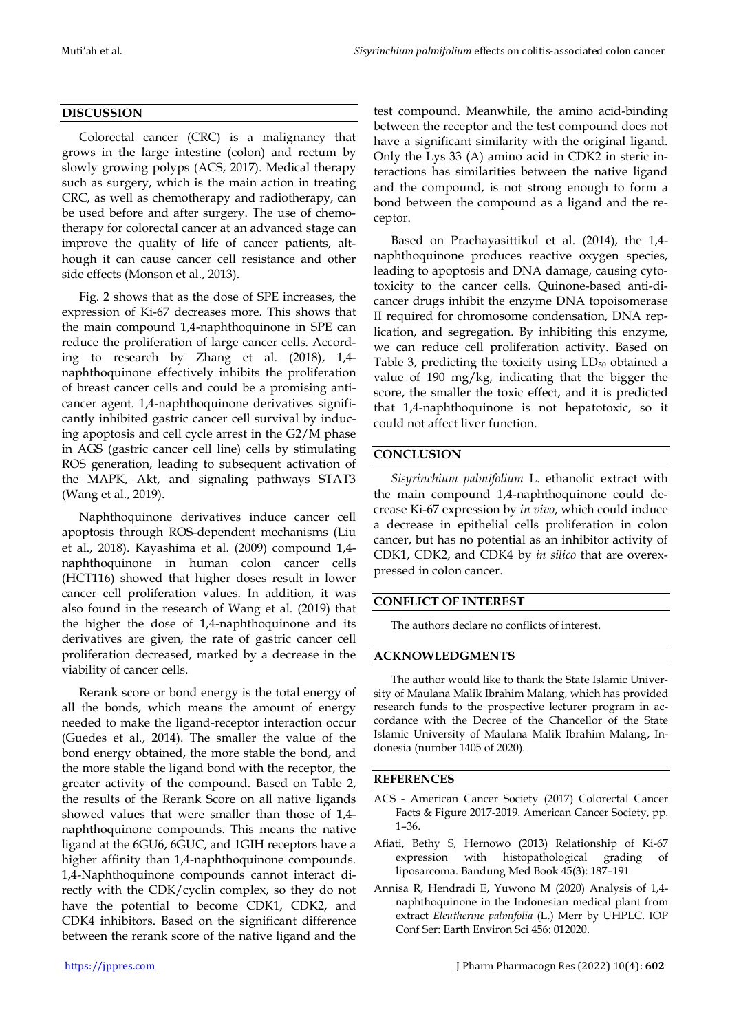## DISCUSSION

Colorectal cancer (CRC) is a malignancy that grows in the large intestine (colon) and rectum by slowly growing polyps (ACS, 2017). Medical therapy such as surgery, which is the main action in treating CRC, as well as chemotherapy and radiotherapy, can be used before and after surgery. The use of chemotherapy for colorectal cancer at an advanced stage can improve the quality of life of cancer patients, although it can cause cancer cell resistance and other side effects (Monson et al., 2013).

Fig. 2 shows that as the dose of SPE increases, the expression of Ki-67 decreases more. This shows that the main compound 1,4-naphthoquinone in SPE can reduce the proliferation of large cancer cells. According to research by Zhang et al. (2018), 1,4-naphthoquinone effectively inhibits the proliferation of breast cancer cells and could be a promising anticancer agent. 1,4-naphthoquinone derivatives significantly inhibited gastric cancer cell survival by inducing apoptosis and cell cycle arrest in the G2/M phase in AGS (gastric cancer cell line) cells by stimulating ROS generation, leading to subsequent activation of the MAPK, Akt, and signaling pathways STAT3 (Wang et al., 2019).

Naphthoquinone derivatives induce cancer cell apoptosis through ROS-dependent mechanisms (Liu et al., 2018). Kayashima et al. (2009) compound 1,4-naphthoquinone in human colon cancer cells (HCT116) showed that higher doses result in lower cancer cell proliferation values. In addition, it was also found in the research of Wang et al. (2019) that the higher the dose of 1,4-naphthoquinone and its derivatives are given, the rate of gastric cancer cell proliferation decreased, marked by a decrease in the viability of cancer cells.

Rerank score or bond energy is the total energy of all the bonds, which means the amount of energy needed to make the ligand-receptor interaction occur (Guedes et al., 2014). The smaller the value of the bond energy obtained, the more stable the bond, and the more stable the ligand bond with the receptor, the greater activity of the compound. Based on Table 2, the results of the Rerank Score on all native ligands showed values that were smaller than those of 1,4-naphthoquinone compounds. This means the native ligand at the 6GU6, 6GUC, and 1GIH receptors have a higher affinity than 1,4-naphthoquinone compounds. 1,4-Naphthoquinone compounds cannot interact directly with the CDK/cyclin complex, so they do not have the potential to become CDK1, CDK2, and CDK4 inhibitors. Based on the significant difference between the rerank score of the native ligand and the test compound. Meanwhile, the amino acid-binding between the receptor and the test compound does not have a significant similarity with the original ligand. Only the Lys 33 (A) amino acid in CDK2 in steric interactions has similarities between the native ligand and the compound, is not strong enough to form a bond between the compound as a ligand and the receptor.

Based on Prachayasittikul et al. (2014), the 1,4-naphthoquinone produces reactive oxygen species, leading to apoptosis and DNA damage, causing cytotoxicity to the cancer cells. Quinone-based anti-dicancer drugs inhibit the enzyme DNA topoisomerase II required for chromosome condensation, DNA replication, and segregation. By inhibiting this enzyme, we can reduce cell proliferation activity. Based on Table 3, predicting the toxicity using $LD_{50}$ obtained a value of 190 mg/kg, indicating that the bigger the score, the smaller the toxic effect, and it is predicted that 1,4-naphthoquinone is not hepatotoxic, so it could not affect liver function.

## CONCLUSION

*Sisyrinchium palmifolium* L. ethanolic extract with the main compound 1,4-naphthoquinone could decrease Ki-67 expression by *in vivo*, which could induce a decrease in epithelial cells proliferation in colon cancer, but has no potential as an inhibitor activity of CDK1, CDK2, and CDK4 by *in silico* that are overexpressed in colon cancer.

## CONFLICT OF INTEREST

The authors declare no conflicts of interest.

## ACKNOWLEDGMENTS

The author would like to thank the State Islamic University of Maulana Malik Ibrahim Malang, which has provided research funds to the prospective lecturer program in accordance with the Decree of the Chancellor of the State Islamic University of Maulana Malik Ibrahim Malang, Indonesia (number 1405 of 2020).

## REFERENCES

ACS - American Cancer Society (2017) Colorectal Cancer Facts & Figure 2017-2019. American Cancer Society, pp. 1–36.

Afiati, Bethy S, Hernowo (2013) Relationship of Ki-67 expression with histopathological grading of liposarcoma. Bandung Med Book 45(3): 187–191

Annisa R, Hendradi E, Yuwono M (2020) Analysis of 1,4-naphthoquinone in the Indonesian medical plant from extract *Eleutherine palmifolia* (L.) Merr by UHPLC. IOP Conf Ser: Earth Environ Sci 456: 012020.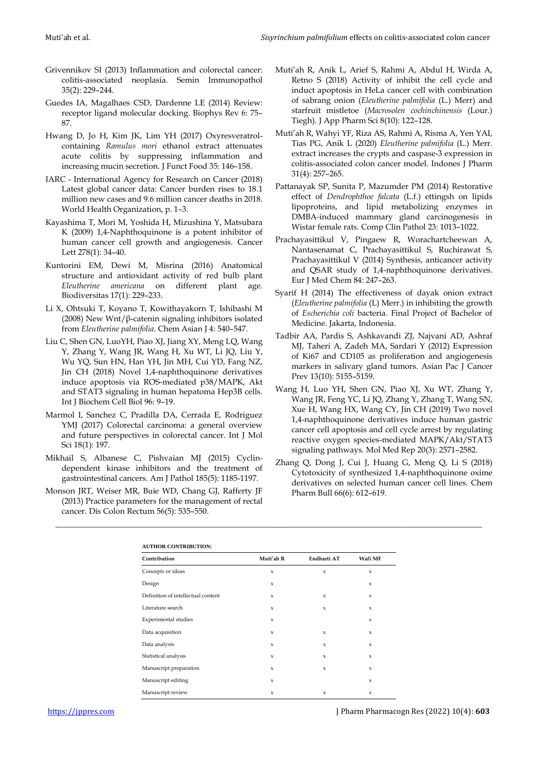Grivennikov SI (2013) Inflammation and colorectal cancer: colitis-associated neoplasia. Semin Immunopathol 35(2): 229–244.

Guedes IA, Magalhaes CSD, Dardenne LE (2014) Review: receptor ligand molecular docking. Biophys Rev 6: 75–87.

Hwang D, Jo H, Kim JK, Lim YH (2017) Oxyresveratrol-containing *Ramulus mori* ethanol extract attenuates acute colitis by suppressing inflammation and increasing mucin secretion. J Funct Food 35: 146–158.

IARC - International Agency for Research on Cancer (2018) Latest global cancer data: Cancer burden rises to 18.1 million new cases and 9.6 million cancer deaths in 2018. World Health Organization, p. 1–3.

Kayashima T, Mori M, Yoshida H, Mizushina Y, Matsubara K (2009) 1,4-Naphthoquinone is a potent inhibitor of human cancer cell growth and angiogenesis. Cancer Lett 278(1): 34–40.

Kuntorini EM, Dewi M, Misrina (2016) Anatomical structure and antioxidant activity of red bulb plant *Eleutherine americana* on different plant age. Biodiversitas 17(1): 229–233.

Li X, Ohtsuki T, Koyano T, Kowithayakorn T, Ishibashi M (2008) New Wnt/β-catenin signaling inhibitors isolated from *Eleutherine palmifolia*. Chem Asian J 4: 540–547.

Liu C, Shen GN, LuoYH, Piao XJ, Jiang XY, Meng LQ, Wang Y, Zhang Y, Wang JR, Wang H, Xu WT, Li JQ, Liu Y, Wu YQ, Sun HN, Han YH, Jin MH, Cui YD, Fang NZ, Jin CH (2018) Novel 1,4-naphthoquinone derivatives induce apoptosis via ROS-mediated p38/MAPK, Akt and STAT3 signaling in human hepatoma Hep3B cells. Int J Biochem Cell Biol 96: 9–19.

Marmol I, Sanchez C, Pradilla DA, Cerrada E, Rodriguez YMJ (2017) Colorectal carcinoma: a general overview and future perspectives in colorectal cancer. Int J Mol Sci 18(1): 197.

Mikhail S, Albanese C, Pishvaian MJ (2015) Cyclin-dependent kinase inhibitors and the treatment of gastrointestinal cancers. Am J Pathol 185(5): 1185-1197.

Monson JRT, Weiser MR, Buie WD, Chang GJ, Rafferty JF (2013) Practice parameters for the management of rectal cancer. Dis Colon Rectum 56(5): 535–550.

Muti'ah R, Anik L, Arief S, Rahmi A, Abdul H, Wirda A, Retno S (2018) Activity of inhibit the cell cycle and induct apoptosis in HeLa cancer cell with combination of sabrang onion (*Eleutherine palmifolia* (L.) Merr) and starfruit mistletoe (*Macrosolen cochinchinensis* (Lour.) Tiegh). J App Pharm Sci 8(10): 122–128.

Muti'ah R, Wahyi YF, Riza AS, Rahmi A, Risma A, Yen YAI, Tias PG, Anik L (2020) *Eleutherine palmifolia* (L.) Merr. extract increases the crypts and caspase-3 expression in colitis-associated colon cancer model. Indones J Pharm 31(4): 257–265.

Pattanayak SP, Sunita P, Mazumder PM (2014) Restorative effect of *Dendrophthoe falcata* (L.f.) ettingsh on lipids lipoproteins, and lipid metabolizing enzymes in DMBA-induced mammary gland carcinogenesis in Wistar female rats. Comp Clin Pathol 23: 1013–1022.

Prachayasittikul V, Pingaew R, Worachartcheewan A, Nantasenamat C, Prachayasittikul S, Ruchirawat S, Prachayasittikul V (2014) Synthesis, anticancer activity and QSAR study of 1,4-naphthoquinone derivatives. Eur J Med Chem 84: 247–263.

Syarif H (2014) The effectiveness of dayak onion extract (*Eleutherine palmifolia* (L) Merr.) in inhibiting the growth of *Escherichia coli* bacteria. Final Project of Bachelor of Medicine. Jakarta, Indonesia.

Tadbir AA, Pardis S, Ashkavandi ZJ, Najvani AD, Ashraf MJ, Taheri A, Zadeh MA, Sardari Y (2012) Expression of Ki67 and CD105 as proliferation and angiogenesis markers in salivary gland tumors. Asian Pac J Cancer Prev 13(10): 5155–5159.

Wang H, Luo YH, Shen GN, Piao XJ, Xu WT, Zhang Y, Wang JR, Feng YC, Li JQ, Zhang Y, Zhang T, Wang SN, Xue H, Wang HX, Wang CY, Jin CH (2019) Two novel 1,4-naphthoquinone derivatives induce human gastric cancer cell apoptosis and cell cycle arrest by regulating reactive oxygen species-mediated MAPK/Akt/STAT3 signaling pathways. Mol Med Rep 20(3): 2571–2582.

Zhang Q, Dong J, Cui J, Huang G, Meng Q, Li S (2018) Cytotoxicity of synthesized 1,4-naphthoquinone oxime derivatives on selected human cancer cell lines. Chem Pharm Bull 66(6): 612–619.

**AUTHOR CONTRIBUTION:**

| Contribution | Muti'ah R | Endharti AT | Wafi MF |
|---|---|---|---|
| Concepts or ideas | x | x | x |
| Design | x | | x |
| Definition of intellectual content | x | x | x |
| Literature search | x | x | x |
| Experimental studies | x | | x |
| Data acquisition | x | x | x |
| Data analysis | x | x | x |
| Statistical analysis | x | x | x |
| Manuscript preparation | x | x | x |
| Manuscript editing | x | | x |
| Manuscript review | x | x | x |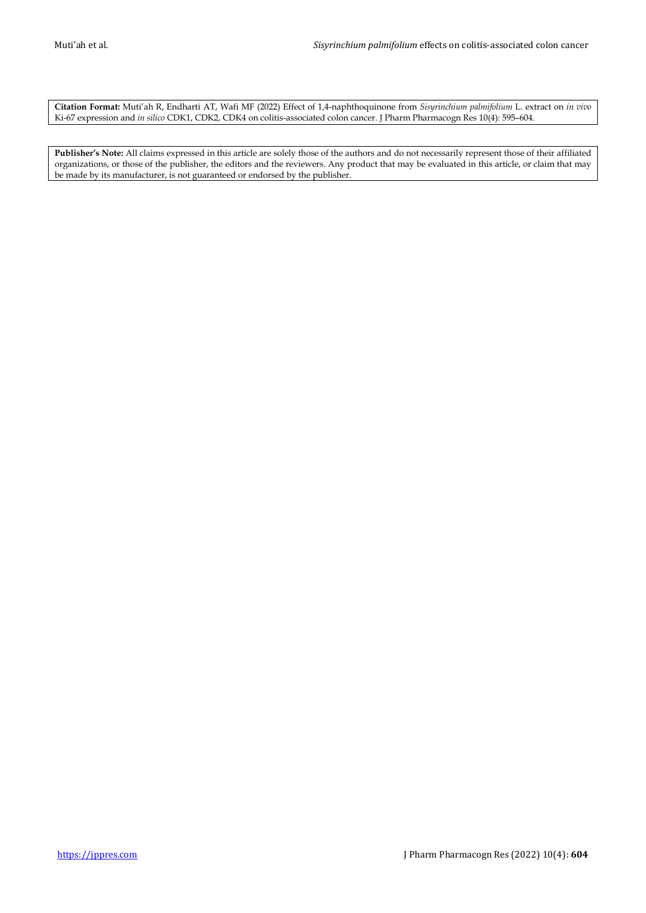**Citation Format:** Muti'ah R, Endharti AT, Wafi MF (2022) Effect of 1,4-naphthoquinone from *Sisyrinchium palmifolium* L. extract on *in vivo* Ki-67 expression and *in silico* CDK1, CDK2, CDK4 on colitis-associated colon cancer. J Pharm Pharmacogn Res 10(4): 595–604.

**Publisher's Note:** All claims expressed in this article are solely those of the authors and do not necessarily represent those of their affiliated organizations, or those of the publisher, the editors and the reviewers. Any product that may be evaluated in this article, or claim that may be made by its manufacturer, is not guaranteed or endorsed by the publisher.